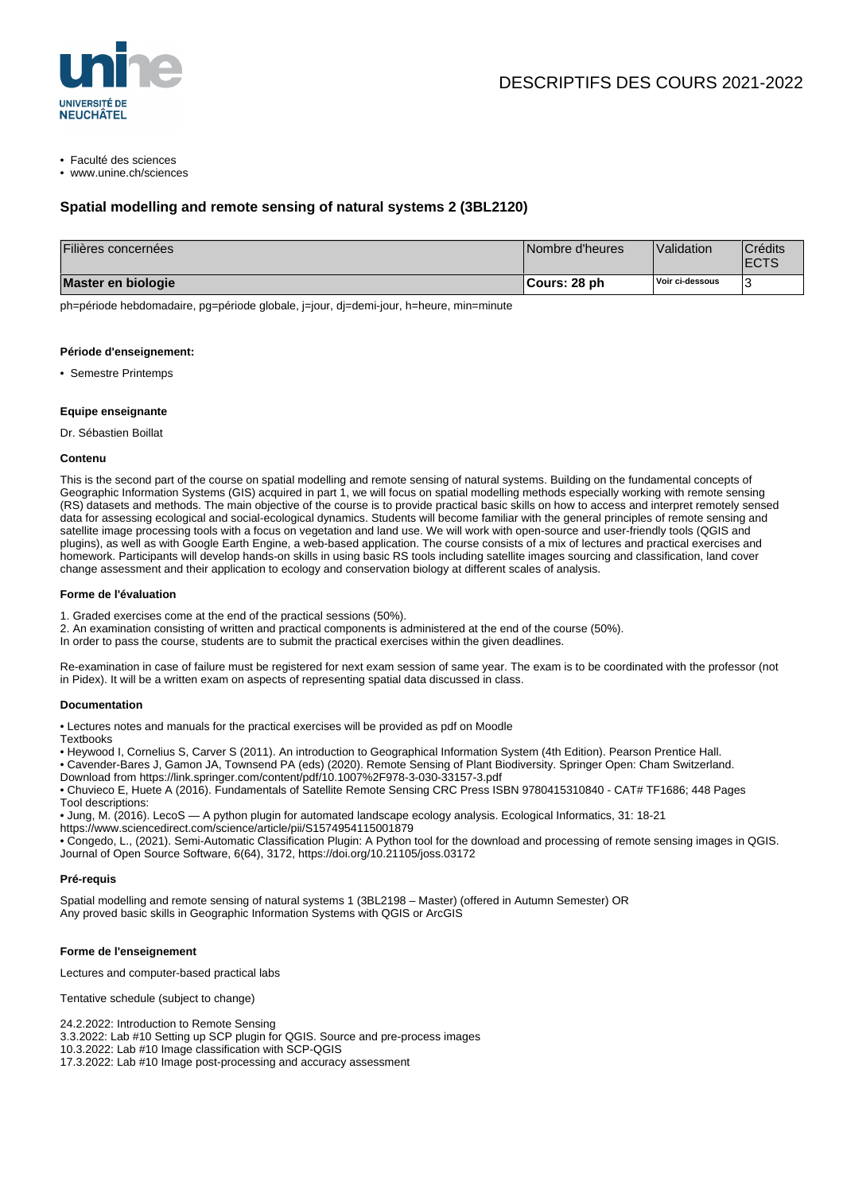DESCRIPTIFS DES COURS 2021-2022

- Faculté des sciences
- www.unine.ch/sciences

## Spatial modelling and remote sensing of natural systems 2 (3BL2120)

| Filières concernées | Nombre d'heures | Validation | Crédits ECTS |
|---|---|---|---|
| **Master en biologie** | **Cours: 28 ph** | **Voir ci-dessous** | 3 |

ph=période hebdomadaire, pg=période globale, j=jour, dj=demi-jour, h=heure, min=minute

#### Période d'enseignement:

- Semestre Printemps

#### Equipe enseignante

Dr. Sébastien Boillat

#### Contenu

This is the second part of the course on spatial modelling and remote sensing of natural systems. Building on the fundamental concepts of Geographic Information Systems (GIS) acquired in part 1, we will focus on spatial modelling methods especially working with remote sensing (RS) datasets and methods. The main objective of the course is to provide practical basic skills on how to access and interpret remotely sensed data for assessing ecological and social-ecological dynamics. Students will become familiar with the general principles of remote sensing and satellite image processing tools with a focus on vegetation and land use. We will work with open-source and user-friendly tools (QGIS and plugins), as well as with Google Earth Engine, a web-based application. The course consists of a mix of lectures and practical exercises and homework. Participants will develop hands-on skills in using basic RS tools including satellite images sourcing and classification, land cover change assessment and their application to ecology and conservation biology at different scales of analysis.

#### Forme de l'évaluation

1. Graded exercises come at the end of the practical sessions (50%).
2. An examination consisting of written and practical components is administered at the end of the course (50%).

In order to pass the course, students are to submit the practical exercises within the given deadlines.

Re-examination in case of failure must be registered for next exam session of same year. The exam is to be coordinated with the professor (not in Pidex). It will be a written exam on aspects of representing spatial data discussed in class.

#### Documentation

• Lectures notes and manuals for the practical exercises will be provided as pdf on Moodle
Textbooks
• Heywood I, Cornelius S, Carver S (2011). An introduction to Geographical Information System (4th Edition). Pearson Prentice Hall.
• Cavender-Bares J, Gamon JA, Townsend PA (eds) (2020). Remote Sensing of Plant Biodiversity. Springer Open: Cham Switzerland. Download from https://link.springer.com/content/pdf/10.1007%2F978-3-030-33157-3.pdf
• Chuvieco E, Huete A (2016). Fundamentals of Satellite Remote Sensing CRC Press ISBN 9780415310840 - CAT# TF1686; 448 Pages
Tool descriptions:
• Jung, M. (2016). LecoS — A python plugin for automated landscape ecology analysis. Ecological Informatics, 31: 18-21 https://www.sciencedirect.com/science/article/pii/S1574954115001879
• Congedo, L., (2021). Semi-Automatic Classification Plugin: A Python tool for the download and processing of remote sensing images in QGIS. Journal of Open Source Software, 6(64), 3172, https://doi.org/10.21105/joss.03172

#### Pré-requis

Spatial modelling and remote sensing of natural systems 1 (3BL2198 – Master) (offered in Autumn Semester) OR
Any proved basic skills in Geographic Information Systems with QGIS or ArcGIS

#### Forme de l'enseignement

Lectures and computer-based practical labs

Tentative schedule (subject to change)

24.2.2022: Introduction to Remote Sensing
3.3.2022: Lab #10 Setting up SCP plugin for QGIS. Source and pre-process images
10.3.2022: Lab #10 Image classification with SCP-QGIS
17.3.2022: Lab #10 Image post-processing and accuracy assessment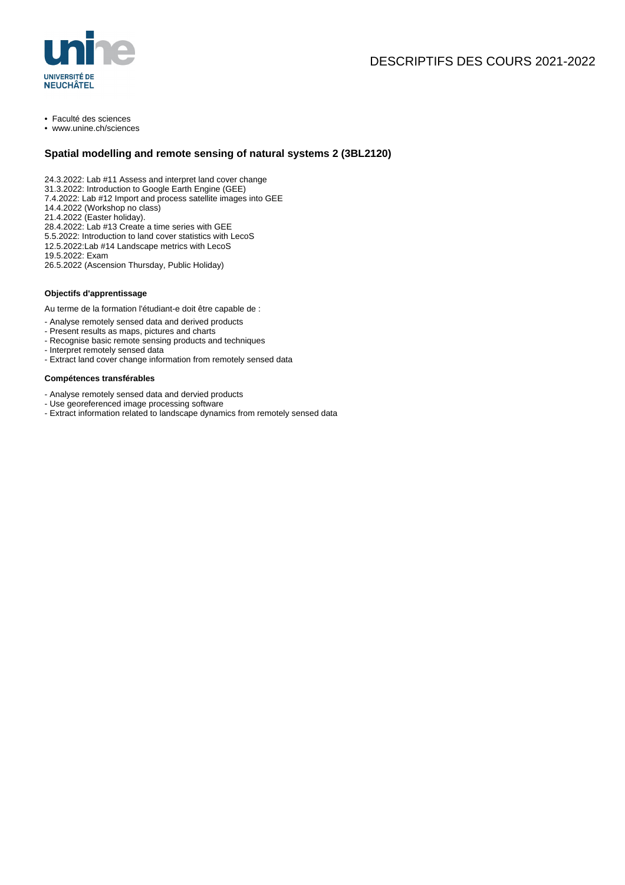- Faculté des sciences
- www.unine.ch/sciences

## Spatial modelling and remote sensing of natural systems 2 (3BL2120)

24.3.2022: Lab #11 Assess and interpret land cover change
31.3.2022: Introduction to Google Earth Engine (GEE)
7.4.2022: Lab #12 Import and process satellite images into GEE
14.4.2022 (Workshop no class)
21.4.2022 (Easter holiday).
28.4.2022: Lab #13 Create a time series with GEE
5.5.2022: Introduction to land cover statistics with LecoS
12.5.2022:Lab #14 Landscape metrics with LecoS
19.5.2022: Exam
26.5.2022 (Ascension Thursday, Public Holiday)

### Objectifs d'apprentissage

Au terme de la formation l'étudiant-e doit être capable de :

- Analyse remotely sensed data and derived products
- Present results as maps, pictures and charts
- Recognise basic remote sensing products and techniques
- Interpret remotely sensed data
- Extract land cover change information from remotely sensed data

### Compétences transférables

- Analyse remotely sensed data and dervied products
- Use georeferenced image processing software
- Extract information related to landscape dynamics from remotely sensed data